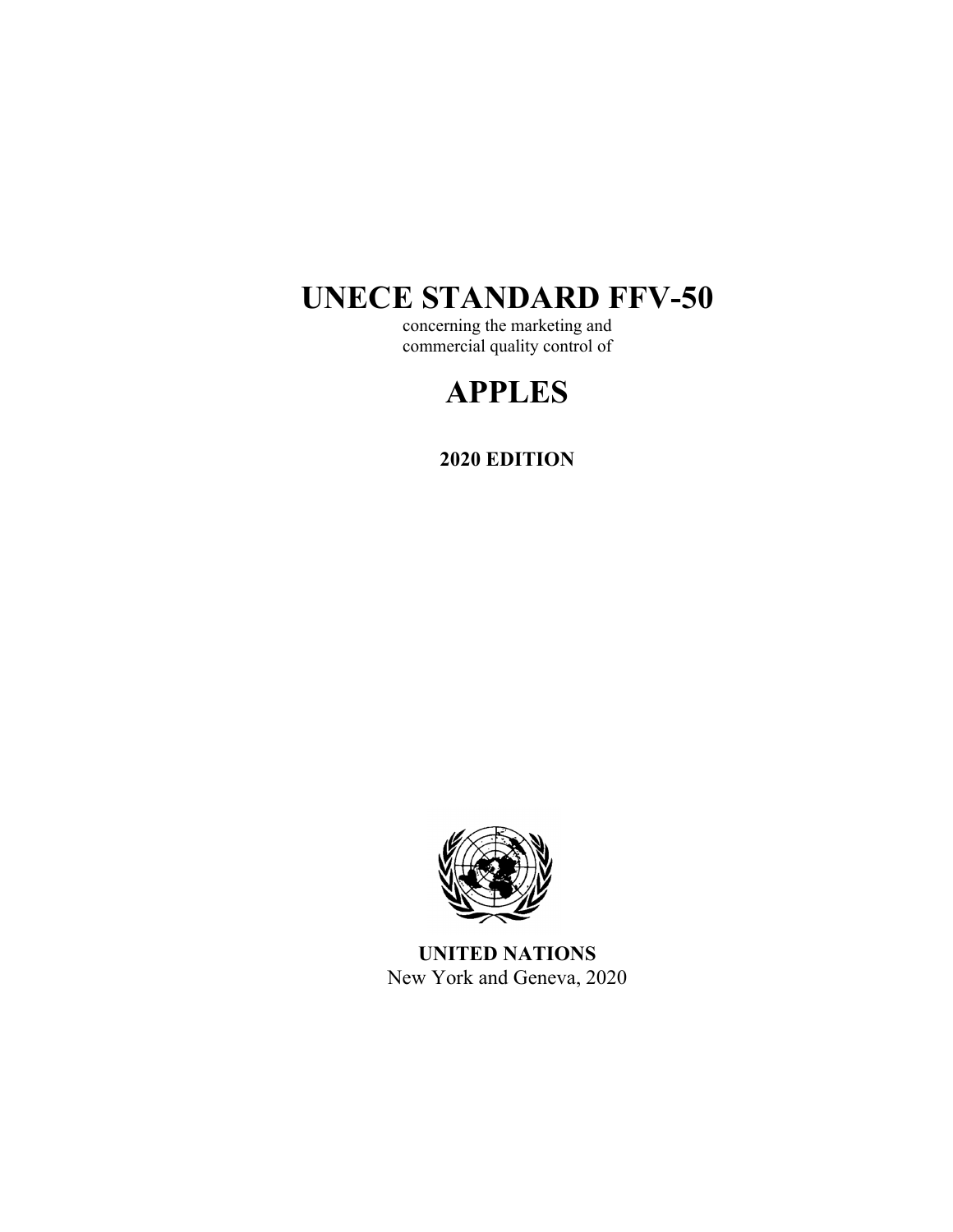# UNECE STANDARD FFV-50

concerning the marketing and
commercial quality control of

# APPLES

**2020 EDITION**

**UNITED NATIONS**
New York and Geneva, 2020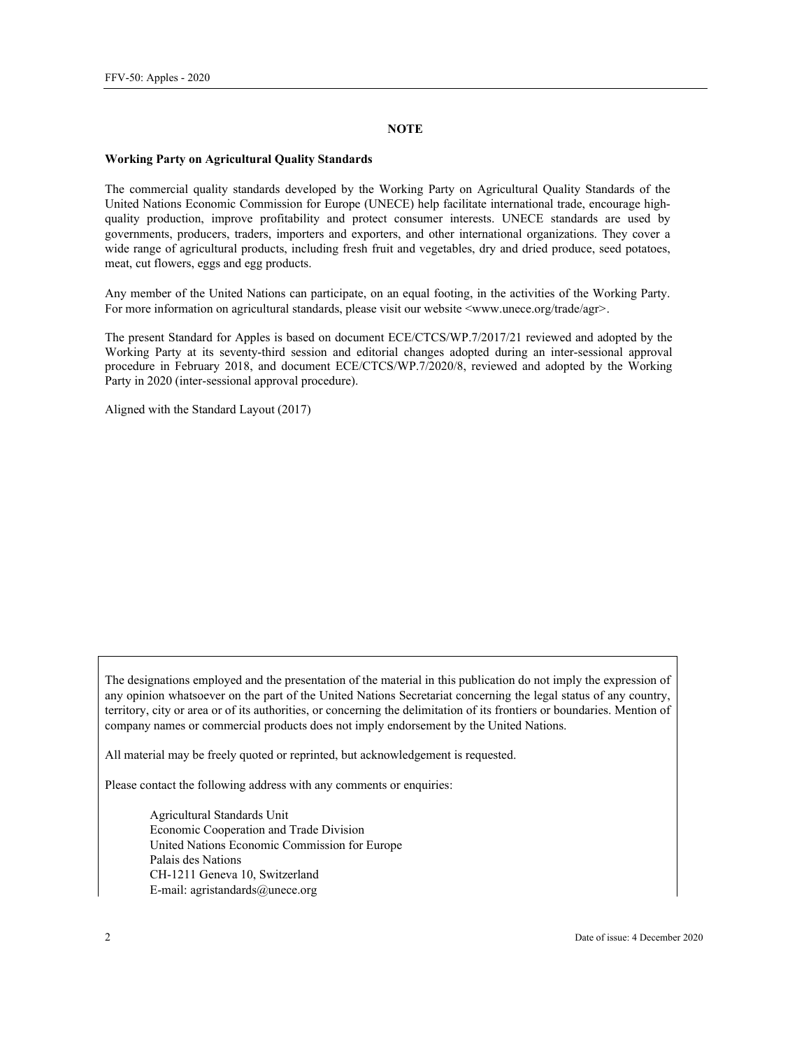## NOTE

**Working Party on Agricultural Quality Standards**

The commercial quality standards developed by the Working Party on Agricultural Quality Standards of the United Nations Economic Commission for Europe (UNECE) help facilitate international trade, encourage high-quality production, improve profitability and protect consumer interests. UNECE standards are used by governments, producers, traders, importers and exporters, and other international organizations. They cover a wide range of agricultural products, including fresh fruit and vegetables, dry and dried produce, seed potatoes, meat, cut flowers, eggs and egg products.

Any member of the United Nations can participate, on an equal footing, in the activities of the Working Party. For more information on agricultural standards, please visit our website <www.unece.org/trade/agr>.

The present Standard for Apples is based on document ECE/CTCS/WP.7/2017/21 reviewed and adopted by the Working Party at its seventy-third session and editorial changes adopted during an inter-sessional approval procedure in February 2018, and document ECE/CTCS/WP.7/2020/8, reviewed and adopted by the Working Party in 2020 (inter-sessional approval procedure).

Aligned with the Standard Layout (2017)

The designations employed and the presentation of the material in this publication do not imply the expression of any opinion whatsoever on the part of the United Nations Secretariat concerning the legal status of any country, territory, city or area or of its authorities, or concerning the delimitation of its frontiers or boundaries. Mention of company names or commercial products does not imply endorsement by the United Nations.

All material may be freely quoted or reprinted, but acknowledgement is requested.

Please contact the following address with any comments or enquiries:

Agricultural Standards Unit
Economic Cooperation and Trade Division
United Nations Economic Commission for Europe
Palais des Nations
CH-1211 Geneva 10, Switzerland
E-mail: agristandards@unece.org

Date of issue: 4 December 2020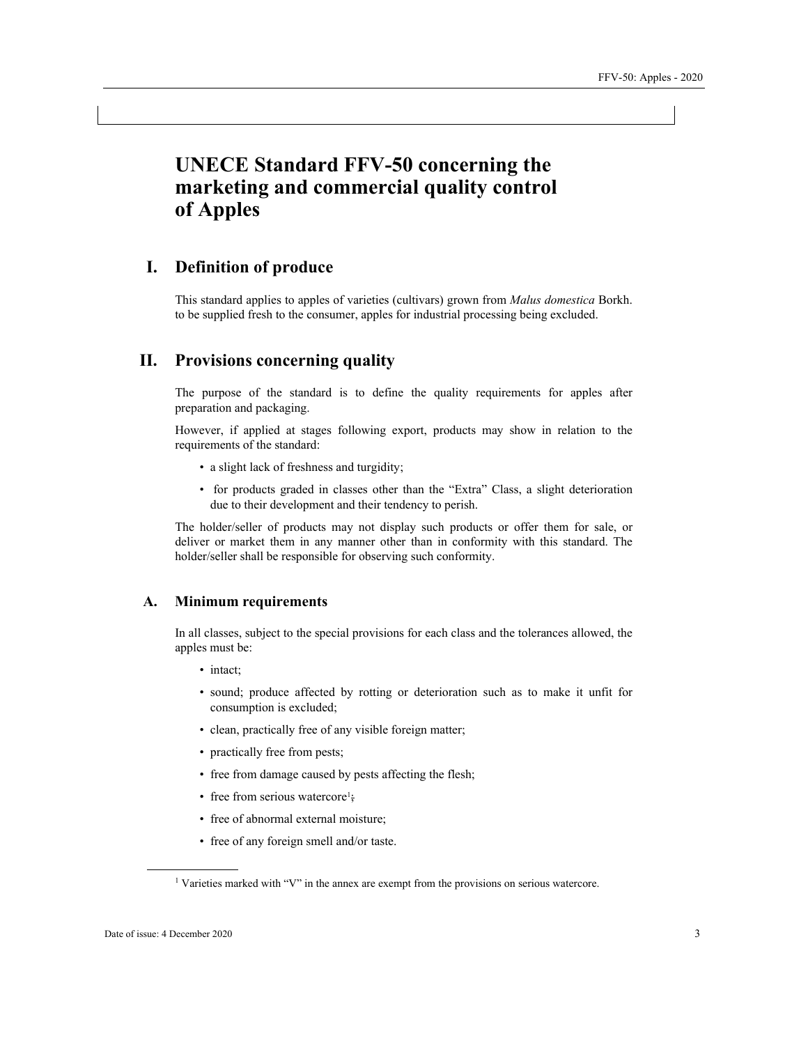# UNECE Standard FFV-50 concerning the marketing and commercial quality control of Apples

## I. Definition of produce

This standard applies to apples of varieties (cultivars) grown from *Malus domestica* Borkh. to be supplied fresh to the consumer, apples for industrial processing being excluded.

## II. Provisions concerning quality

The purpose of the standard is to define the quality requirements for apples after preparation and packaging.

However, if applied at stages following export, products may show in relation to the requirements of the standard:

- a slight lack of freshness and turgidity;
- for products graded in classes other than the "Extra" Class, a slight deterioration due to their development and their tendency to perish.

The holder/seller of products may not display such products or offer them for sale, or deliver or market them in any manner other than in conformity with this standard. The holder/seller shall be responsible for observing such conformity.

### A. Minimum requirements

In all classes, subject to the special provisions for each class and the tolerances allowed, the apples must be:

- intact;
- sound; produce affected by rotting or deterioration such as to make it unfit for consumption is excluded;
- clean, practically free of any visible foreign matter;
- practically free from pests;
- free from damage caused by pests affecting the flesh;
- free from serious watercore[1];
- free of abnormal external moisture;
- free of any foreign smell and/or taste.

[1] Varieties marked with "V" in the annex are exempt from the provisions on serious watercore.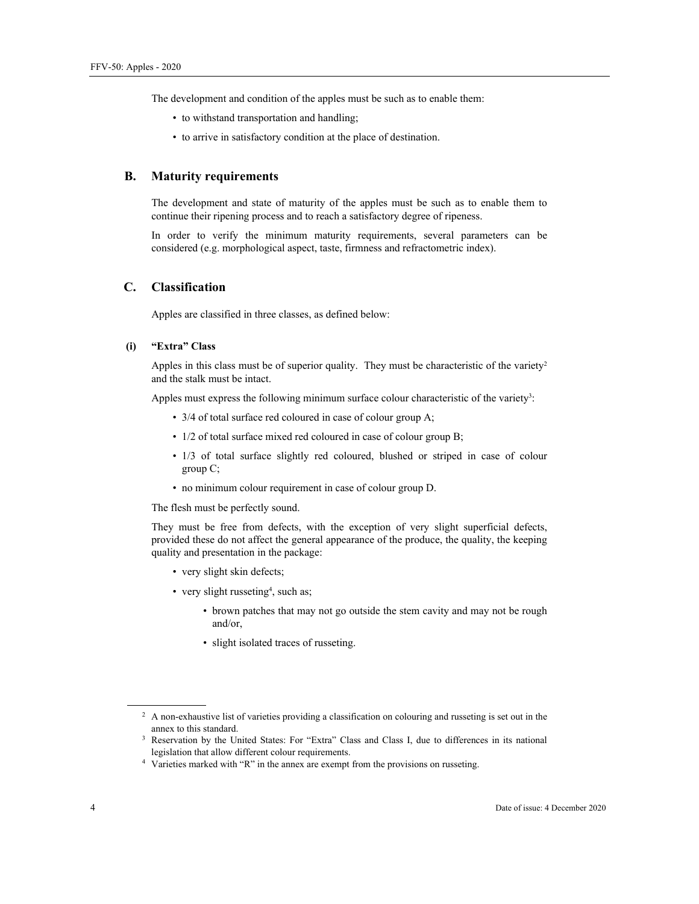The development and condition of the apples must be such as to enable them:

- to withstand transportation and handling;
- to arrive in satisfactory condition at the place of destination.

## B. Maturity requirements

The development and state of maturity of the apples must be such as to enable them to continue their ripening process and to reach a satisfactory degree of ripeness.

In order to verify the minimum maturity requirements, several parameters can be considered (e.g. morphological aspect, taste, firmness and refractometric index).

## C. Classification

Apples are classified in three classes, as defined below:

### (i) "Extra" Class

Apples in this class must be of superior quality. They must be characteristic of the variety[2] and the stalk must be intact.

Apples must express the following minimum surface colour characteristic of the variety[3]:

- 3/4 of total surface red coloured in case of colour group A;
- 1/2 of total surface mixed red coloured in case of colour group B;
- 1/3 of total surface slightly red coloured, blushed or striped in case of colour group C;
- no minimum colour requirement in case of colour group D.

The flesh must be perfectly sound.

They must be free from defects, with the exception of very slight superficial defects, provided these do not affect the general appearance of the produce, the quality, the keeping quality and presentation in the package:

- very slight skin defects;
- very slight russeting[4], such as;
  - brown patches that may not go outside the stem cavity and may not be rough and/or,
  - slight isolated traces of russeting.

---

[2] A non-exhaustive list of varieties providing a classification on colouring and russeting is set out in the annex to this standard.

[3] Reservation by the United States: For "Extra" Class and Class I, due to differences in its national legislation that allow different colour requirements.

[4] Varieties marked with "R" in the annex are exempt from the provisions on russeting.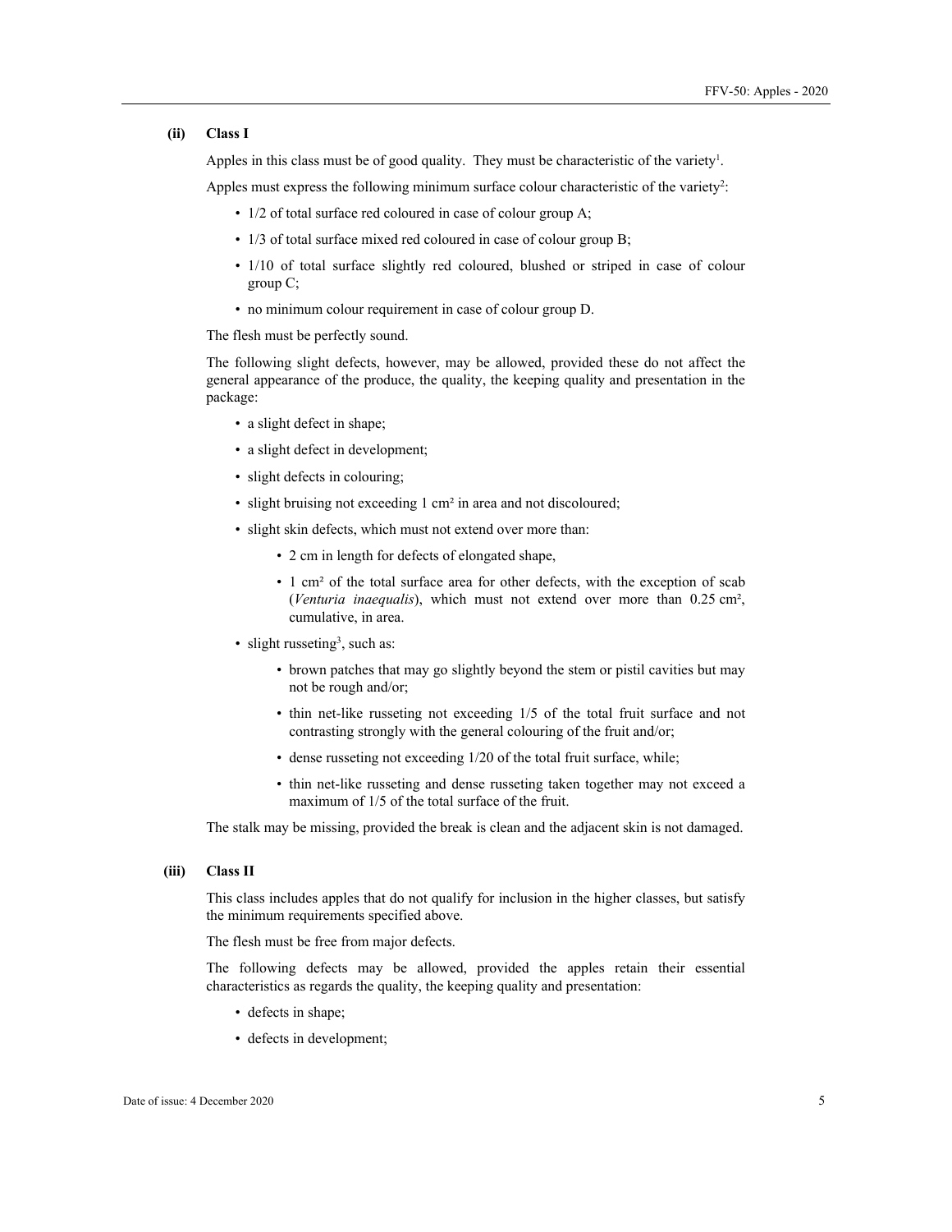#### (ii) Class I

Apples in this class must be of good quality. They must be characteristic of the variety[1].

Apples must express the following minimum surface colour characteristic of the variety[2]:

- 1/2 of total surface red coloured in case of colour group A;
- 1/3 of total surface mixed red coloured in case of colour group B;
- 1/10 of total surface slightly red coloured, blushed or striped in case of colour group C;
- no minimum colour requirement in case of colour group D.

The flesh must be perfectly sound.

The following slight defects, however, may be allowed, provided these do not affect the general appearance of the produce, the quality, the keeping quality and presentation in the package:

- a slight defect in shape;
- a slight defect in development;
- slight defects in colouring;
- slight bruising not exceeding 1 cm² in area and not discoloured;
- slight skin defects, which must not extend over more than:
  - 2 cm in length for defects of elongated shape,
  - 1 cm² of the total surface area for other defects, with the exception of scab (*Venturia inaequalis*), which must not extend over more than 0.25 cm², cumulative, in area.
- slight russeting[3], such as:
  - brown patches that may go slightly beyond the stem or pistil cavities but may not be rough and/or;
  - thin net-like russeting not exceeding 1/5 of the total fruit surface and not contrasting strongly with the general colouring of the fruit and/or;
  - dense russeting not exceeding 1/20 of the total fruit surface, while;
  - thin net-like russeting and dense russeting taken together may not exceed a maximum of 1/5 of the total surface of the fruit.

The stalk may be missing, provided the break is clean and the adjacent skin is not damaged.

#### (iii) Class II

This class includes apples that do not qualify for inclusion in the higher classes, but satisfy the minimum requirements specified above.

The flesh must be free from major defects.

The following defects may be allowed, provided the apples retain their essential characteristics as regards the quality, the keeping quality and presentation:

- defects in shape;
- defects in development;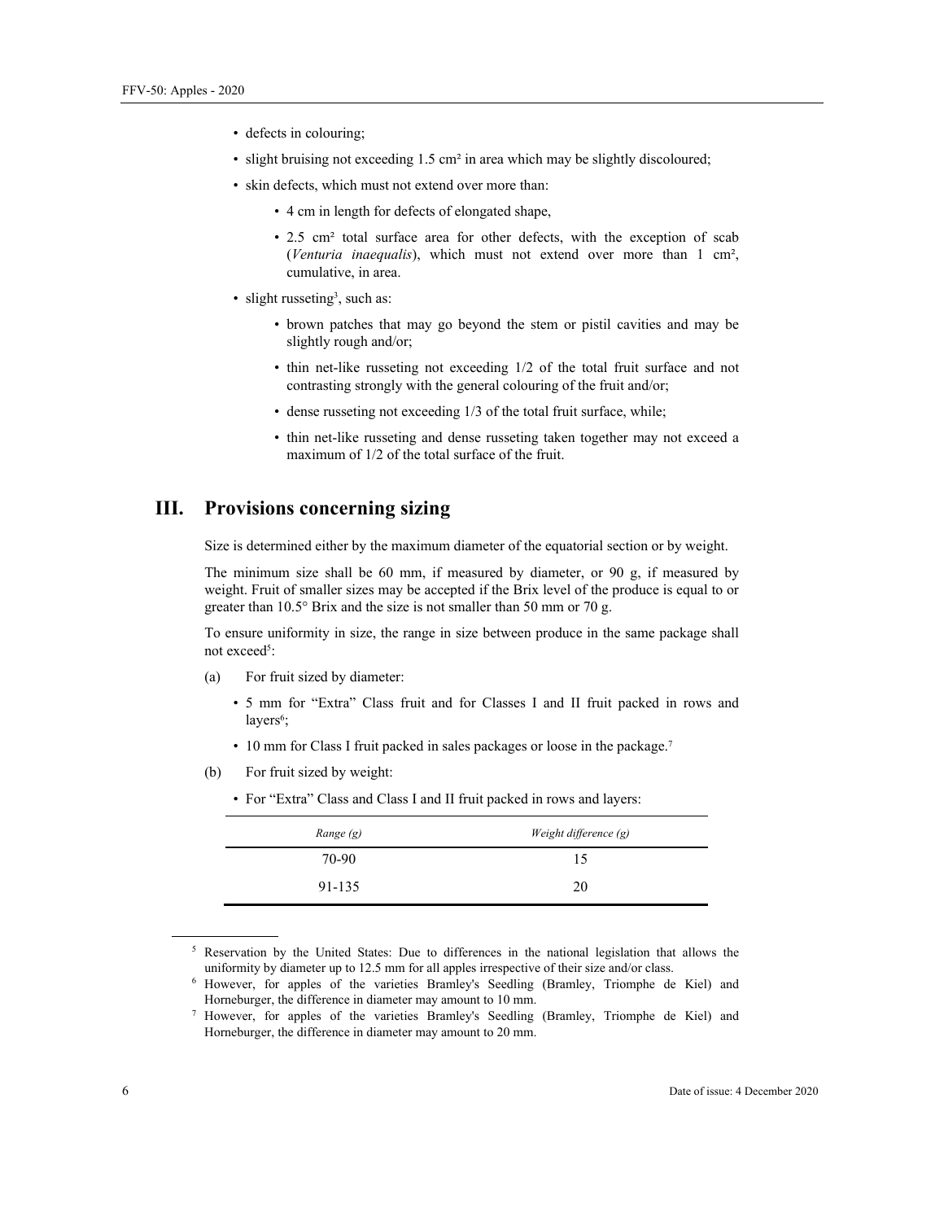- defects in colouring;
- slight bruising not exceeding 1.5 cm² in area which may be slightly discoloured;
- skin defects, which must not extend over more than:
  - 4 cm in length for defects of elongated shape,
  - 2.5 cm² total surface area for other defects, with the exception of scab (*Venturia inaequalis*), which must not extend over more than 1 cm², cumulative, in area.
- slight russeting[3], such as:
  - brown patches that may go beyond the stem or pistil cavities and may be slightly rough and/or;
  - thin net-like russeting not exceeding 1/2 of the total fruit surface and not contrasting strongly with the general colouring of the fruit and/or;
  - dense russeting not exceeding 1/3 of the total fruit surface, while;
  - thin net-like russeting and dense russeting taken together may not exceed a maximum of 1/2 of the total surface of the fruit.

# III. Provisions concerning sizing

Size is determined either by the maximum diameter of the equatorial section or by weight.

The minimum size shall be 60 mm, if measured by diameter, or 90 g, if measured by weight. Fruit of smaller sizes may be accepted if the Brix level of the produce is equal to or greater than 10.5° Brix and the size is not smaller than 50 mm or 70 g.

To ensure uniformity in size, the range in size between produce in the same package shall not exceed[5]:

(a) For fruit sized by diameter:

- 5 mm for "Extra" Class fruit and for Classes I and II fruit packed in rows and layers[6];
- 10 mm for Class I fruit packed in sales packages or loose in the package.[7]

(b) For fruit sized by weight:

- For "Extra" Class and Class I and II fruit packed in rows and layers:

| *Range (g)* | *Weight difference (g)* |
|---|---|
| 70-90 | 15 |
| 91-135 | 20 |

---

[5] Reservation by the United States: Due to differences in the national legislation that allows the uniformity by diameter up to 12.5 mm for all apples irrespective of their size and/or class.

[6] However, for apples of the varieties Bramley's Seedling (Bramley, Triomphe de Kiel) and Horneburger, the difference in diameter may amount to 10 mm.

[7] However, for apples of the varieties Bramley's Seedling (Bramley, Triomphe de Kiel) and Horneburger, the difference in diameter may amount to 20 mm.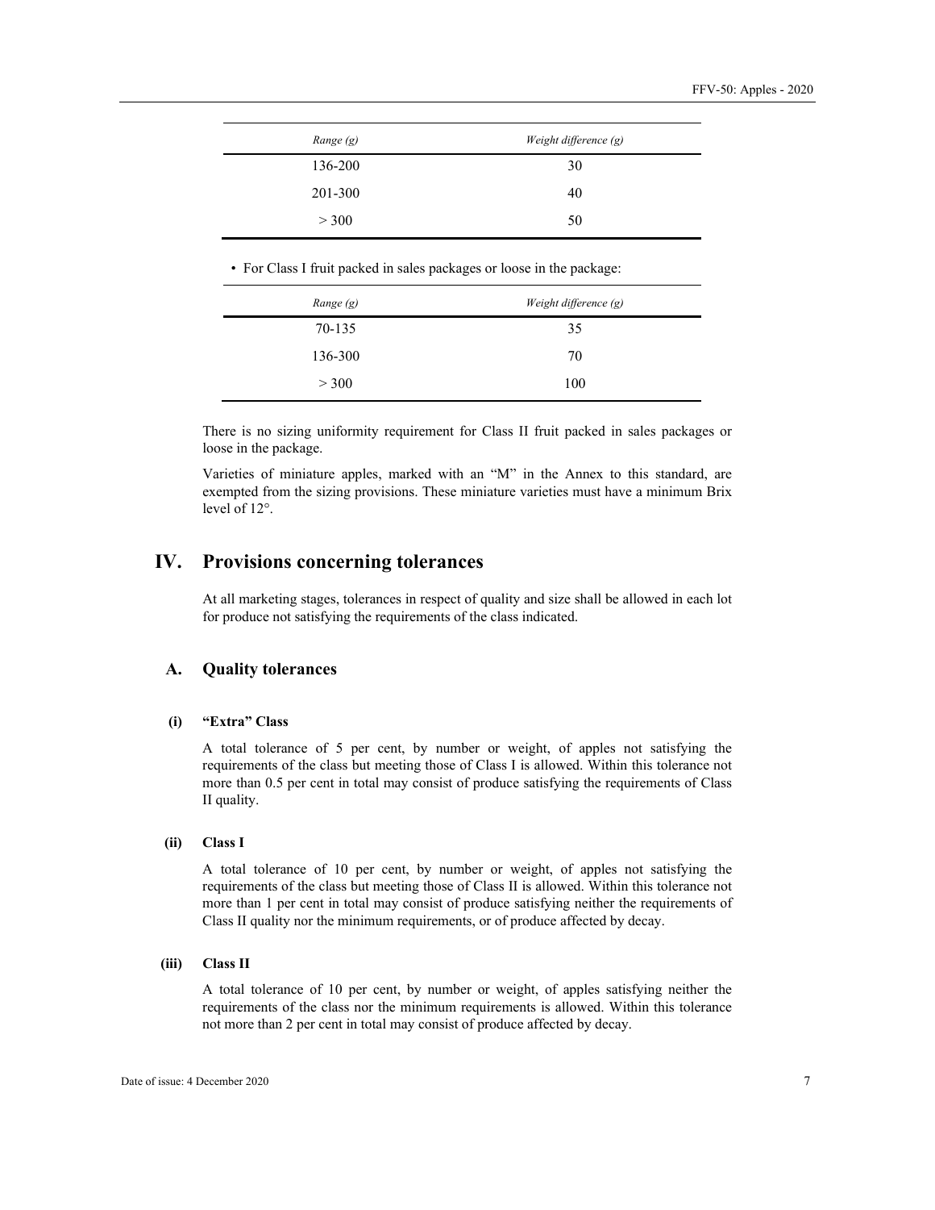| *Range (g)* | *Weight difference (g)* |
|---|---|
| 136-200 | 30 |
| 201-300 | 40 |
| > 300 | 50 |

- For Class I fruit packed in sales packages or loose in the package:

| *Range (g)* | *Weight difference (g)* |
|---|---|
| 70-135 | 35 |
| 136-300 | 70 |
| > 300 | 100 |

There is no sizing uniformity requirement for Class II fruit packed in sales packages or loose in the package.

Varieties of miniature apples, marked with an "M" in the Annex to this standard, are exempted from the sizing provisions. These miniature varieties must have a minimum Brix level of 12°.

# IV. Provisions concerning tolerances

At all marketing stages, tolerances in respect of quality and size shall be allowed in each lot for produce not satisfying the requirements of the class indicated.

## A. Quality tolerances

### (i) "Extra" Class

A total tolerance of 5 per cent, by number or weight, of apples not satisfying the requirements of the class but meeting those of Class I is allowed. Within this tolerance not more than 0.5 per cent in total may consist of produce satisfying the requirements of Class II quality.

### (ii) Class I

A total tolerance of 10 per cent, by number or weight, of apples not satisfying the requirements of the class but meeting those of Class II is allowed. Within this tolerance not more than 1 per cent in total may consist of produce satisfying neither the requirements of Class II quality nor the minimum requirements, or of produce affected by decay.

### (iii) Class II

A total tolerance of 10 per cent, by number or weight, of apples satisfying neither the requirements of the class nor the minimum requirements is allowed. Within this tolerance not more than 2 per cent in total may consist of produce affected by decay.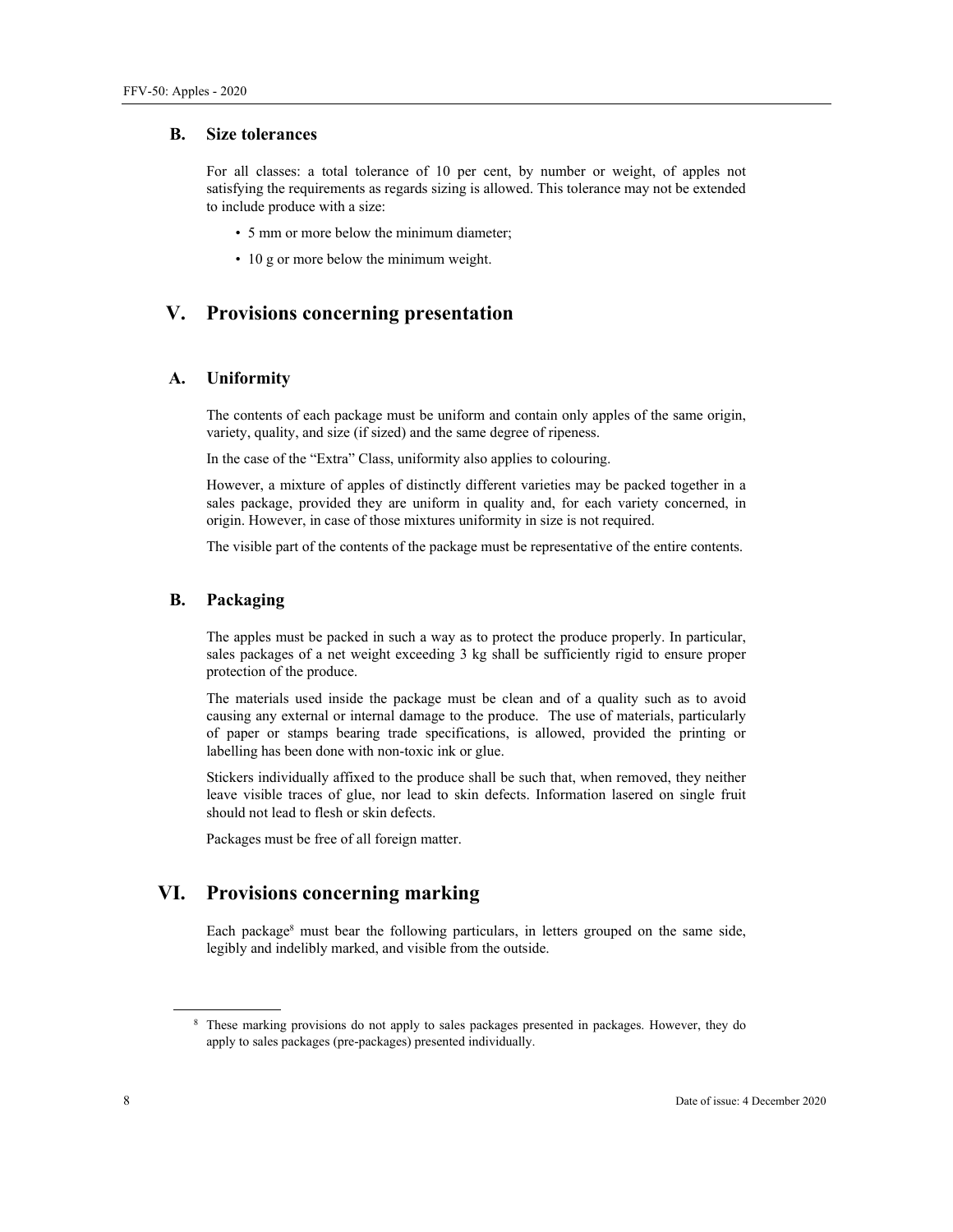### B. Size tolerances

For all classes: a total tolerance of 10 per cent, by number or weight, of apples not satisfying the requirements as regards sizing is allowed. This tolerance may not be extended to include produce with a size:

- 5 mm or more below the minimum diameter;
- 10 g or more below the minimum weight.

## V. Provisions concerning presentation

### A. Uniformity

The contents of each package must be uniform and contain only apples of the same origin, variety, quality, and size (if sized) and the same degree of ripeness.

In the case of the "Extra" Class, uniformity also applies to colouring.

However, a mixture of apples of distinctly different varieties may be packed together in a sales package, provided they are uniform in quality and, for each variety concerned, in origin. However, in case of those mixtures uniformity in size is not required.

The visible part of the contents of the package must be representative of the entire contents.

### B. Packaging

The apples must be packed in such a way as to protect the produce properly. In particular, sales packages of a net weight exceeding 3 kg shall be sufficiently rigid to ensure proper protection of the produce.

The materials used inside the package must be clean and of a quality such as to avoid causing any external or internal damage to the produce. The use of materials, particularly of paper or stamps bearing trade specifications, is allowed, provided the printing or labelling has been done with non-toxic ink or glue.

Stickers individually affixed to the produce shall be such that, when removed, they neither leave visible traces of glue, nor lead to skin defects. Information lasered on single fruit should not lead to flesh or skin defects.

Packages must be free of all foreign matter.

## VI. Provisions concerning marking

Each package[8] must bear the following particulars, in letters grouped on the same side, legibly and indelibly marked, and visible from the outside.

---

[8] These marking provisions do not apply to sales packages presented in packages. However, they do apply to sales packages (pre-packages) presented individually.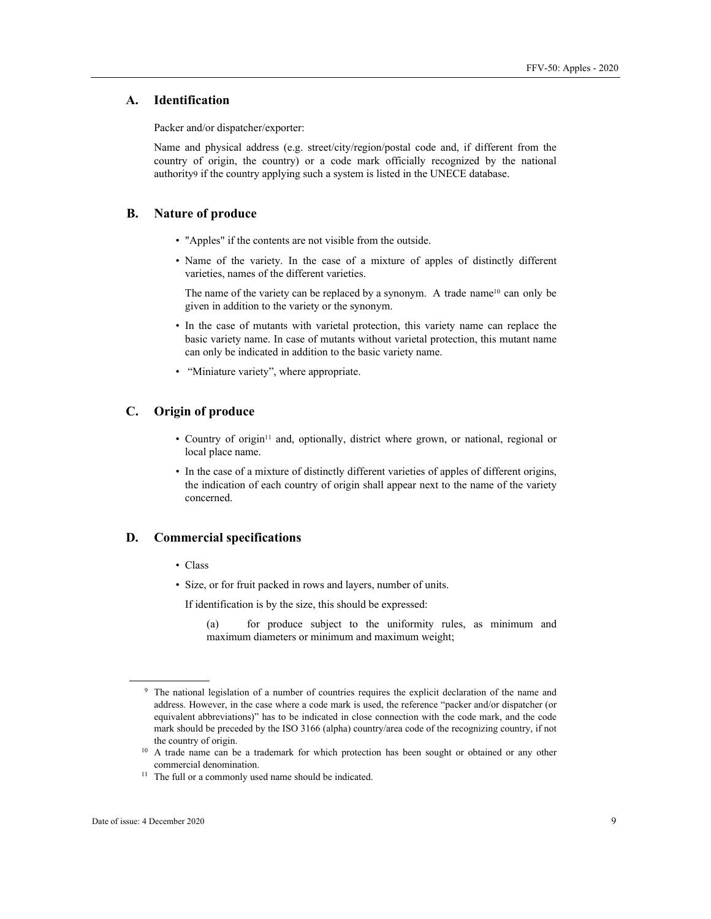## A. Identification

Packer and/or dispatcher/exporter:

Name and physical address (e.g. street/city/region/postal code and, if different from the country of origin, the country) or a code mark officially recognized by the national authority[9] if the country applying such a system is listed in the UNECE database.

## B. Nature of produce

- "Apples" if the contents are not visible from the outside.
- Name of the variety. In the case of a mixture of apples of distinctly different varieties, names of the different varieties.

  The name of the variety can be replaced by a synonym. A trade name[10] can only be given in addition to the variety or the synonym.
- In the case of mutants with varietal protection, this variety name can replace the basic variety name. In case of mutants without varietal protection, this mutant name can only be indicated in addition to the basic variety name.
- "Miniature variety", where appropriate.

## C. Origin of produce

- Country of origin[11] and, optionally, district where grown, or national, regional or local place name.
- In the case of a mixture of distinctly different varieties of apples of different origins, the indication of each country of origin shall appear next to the name of the variety concerned.

## D. Commercial specifications

- Class
- Size, or for fruit packed in rows and layers, number of units.

  If identification is by the size, this should be expressed:

  (a) for produce subject to the uniformity rules, as minimum and maximum diameters or minimum and maximum weight;

---

[9] The national legislation of a number of countries requires the explicit declaration of the name and address. However, in the case where a code mark is used, the reference "packer and/or dispatcher (or equivalent abbreviations)" has to be indicated in close connection with the code mark, and the code mark should be preceded by the ISO 3166 (alpha) country/area code of the recognizing country, if not the country of origin.

[10] A trade name can be a trademark for which protection has been sought or obtained or any other commercial denomination.

[11] The full or a commonly used name should be indicated.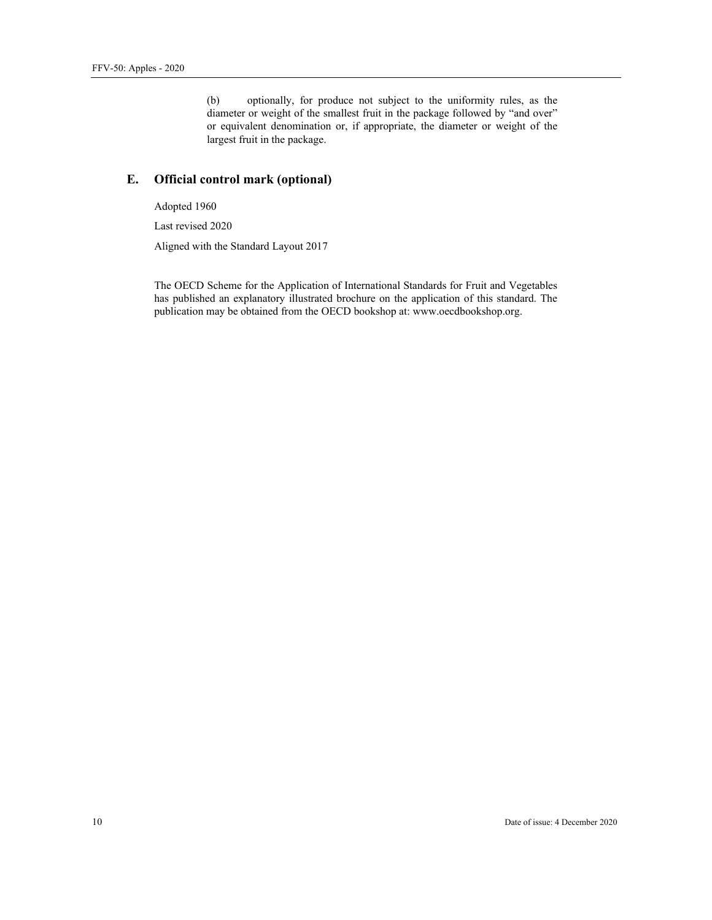(b) optionally, for produce not subject to the uniformity rules, as the diameter or weight of the smallest fruit in the package followed by "and over" or equivalent denomination or, if appropriate, the diameter or weight of the largest fruit in the package.

## E. Official control mark (optional)

Adopted 1960

Last revised 2020

Aligned with the Standard Layout 2017

The OECD Scheme for the Application of International Standards for Fruit and Vegetables has published an explanatory illustrated brochure on the application of this standard. The publication may be obtained from the OECD bookshop at: www.oecdbookshop.org.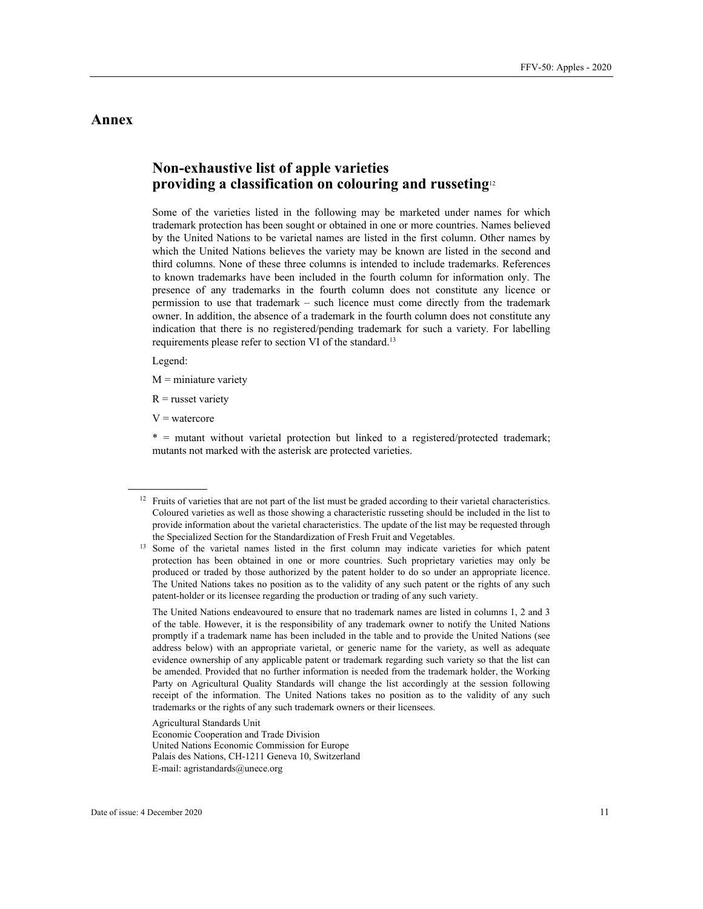# Annex

## Non-exhaustive list of apple varieties providing a classification on colouring and russeting[12]

Some of the varieties listed in the following may be marketed under names for which trademark protection has been sought or obtained in one or more countries. Names believed by the United Nations to be varietal names are listed in the first column. Other names by which the United Nations believes the variety may be known are listed in the second and third columns. None of these three columns is intended to include trademarks. References to known trademarks have been included in the fourth column for information only. The presence of any trademarks in the fourth column does not constitute any licence or permission to use that trademark – such licence must come directly from the trademark owner. In addition, the absence of a trademark in the fourth column does not constitute any indication that there is no registered/pending trademark for such a variety. For labelling requirements please refer to section VI of the standard.[13]

Legend:

M = miniature variety

R = russet variety

V = watercore

* = mutant without varietal protection but linked to a registered/protected trademark; mutants not marked with the asterisk are protected varieties.

---

[12] Fruits of varieties that are not part of the list must be graded according to their varietal characteristics. Coloured varieties as well as those showing a characteristic russeting should be included in the list to provide information about the varietal characteristics. The update of the list may be requested through the Specialized Section for the Standardization of Fresh Fruit and Vegetables.

[13] Some of the varietal names listed in the first column may indicate varieties for which patent protection has been obtained in one or more countries. Such proprietary varieties may only be produced or traded by those authorized by the patent holder to do so under an appropriate licence. The United Nations takes no position as to the validity of any such patent or the rights of any such patent-holder or its licensee regarding the production or trading of any such variety.

The United Nations endeavoured to ensure that no trademark names are listed in columns 1, 2 and 3 of the table. However, it is the responsibility of any trademark owner to notify the United Nations promptly if a trademark name has been included in the table and to provide the United Nations (see address below) with an appropriate varietal, or generic name for the variety, as well as adequate evidence ownership of any applicable patent or trademark regarding such variety so that the list can be amended. Provided that no further information is needed from the trademark holder, the Working Party on Agricultural Quality Standards will change the list accordingly at the session following receipt of the information. The United Nations takes no position as to the validity of any such trademarks or the rights of any such trademark owners or their licensees.

Agricultural Standards Unit
Economic Cooperation and Trade Division
United Nations Economic Commission for Europe
Palais des Nations, CH-1211 Geneva 10, Switzerland
E-mail: agristandards@unece.org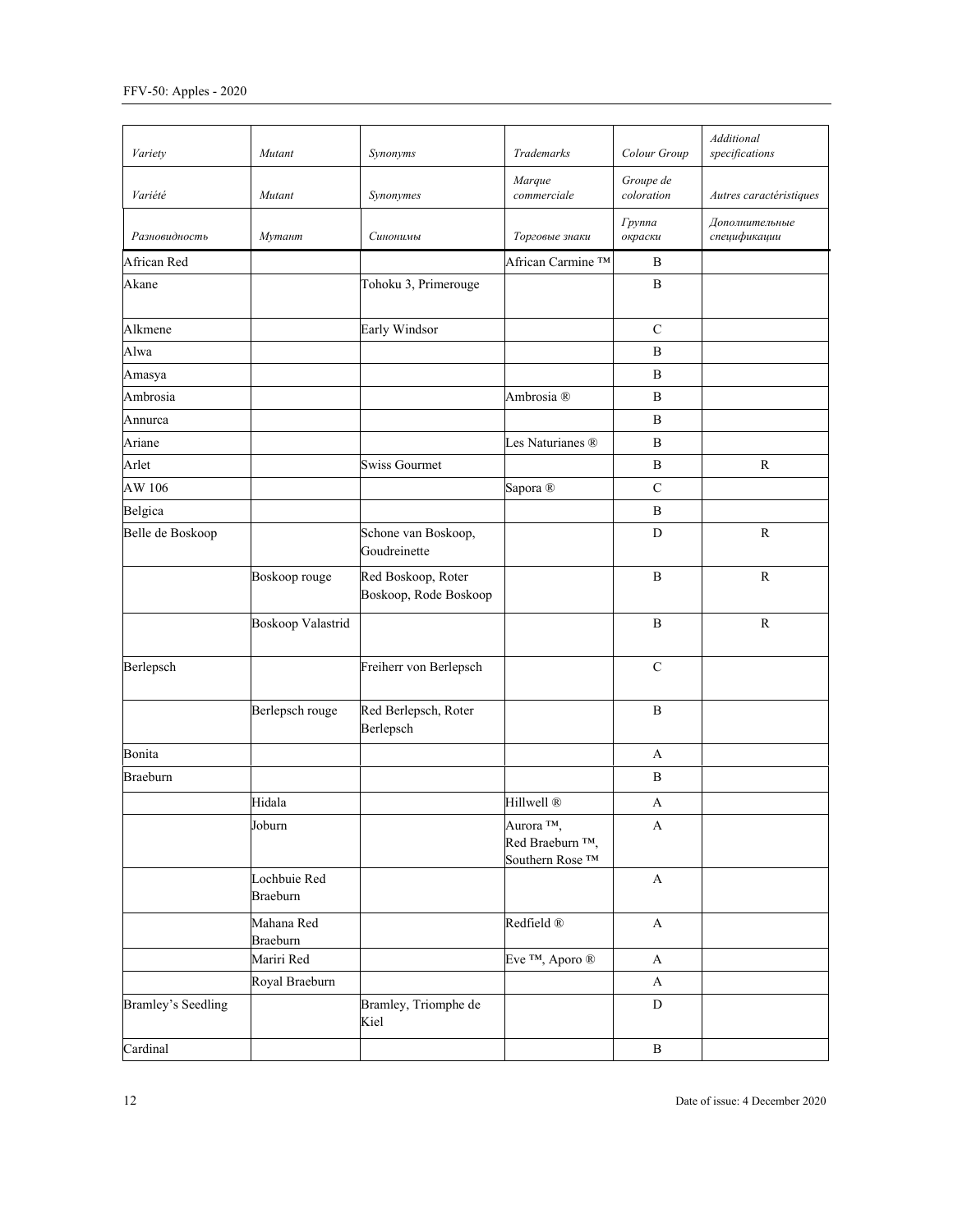| *Variety* | *Mutant* | *Synonyms* | *Trademarks* | *Colour Group* | *Additional specifications* |
|---|---|---|---|---|---|
| *Variété* | *Mutant* | *Synonymes* | *Marque commerciale* | *Groupe de coloration* | *Autres caractéristiques* |
| *Разновидность* | *Мутант* | *Синонимы* | *Торговые знаки* | *Группа окраски* | *Дополнительные спецификации* |
| African Red | | | African Carmine ™ | B | |
| Akane | | Tohoku 3, Primerouge | | B | |
| Alkmene | | Early Windsor | | C | |
| Alwa | | | | B | |
| Amasya | | | | B | |
| Ambrosia | | | Ambrosia ® | B | |
| Annurca | | | | B | |
| Ariane | | | Les Naturianes ® | B | |
| Arlet | | Swiss Gourmet | | B | R |
| AW 106 | | | Sapora ® | C | |
| Belgica | | | | B | |
| Belle de Boskoop | | Schone van Boskoop, Goudreinette | | D | R |
| | Boskoop rouge | Red Boskoop, Roter Boskoop, Rode Boskoop | | B | R |
| | Boskoop Valastrid | | | B | R |
| Berlepsch | | Freiherr von Berlepsch | | C | |
| | Berlepsch rouge | Red Berlepsch, Roter Berlepsch | | B | |
| Bonita | | | | A | |
| Braeburn | | | | B | |
| | Hidala | | Hillwell ® | A | |
| | Joburn | | Aurora ™, Red Braeburn ™, Southern Rose ™ | A | |
| | Lochbuie Red Braeburn | | | A | |
| | Mahana Red Braeburn | | Redfield ® | A | |
| | Mariri Red | | Eve ™, Aporo ® | A | |
| | Royal Braeburn | | | A | |
| Bramley's Seedling | | Bramley, Triomphe de Kiel | | D | |
| Cardinal | | | | B | |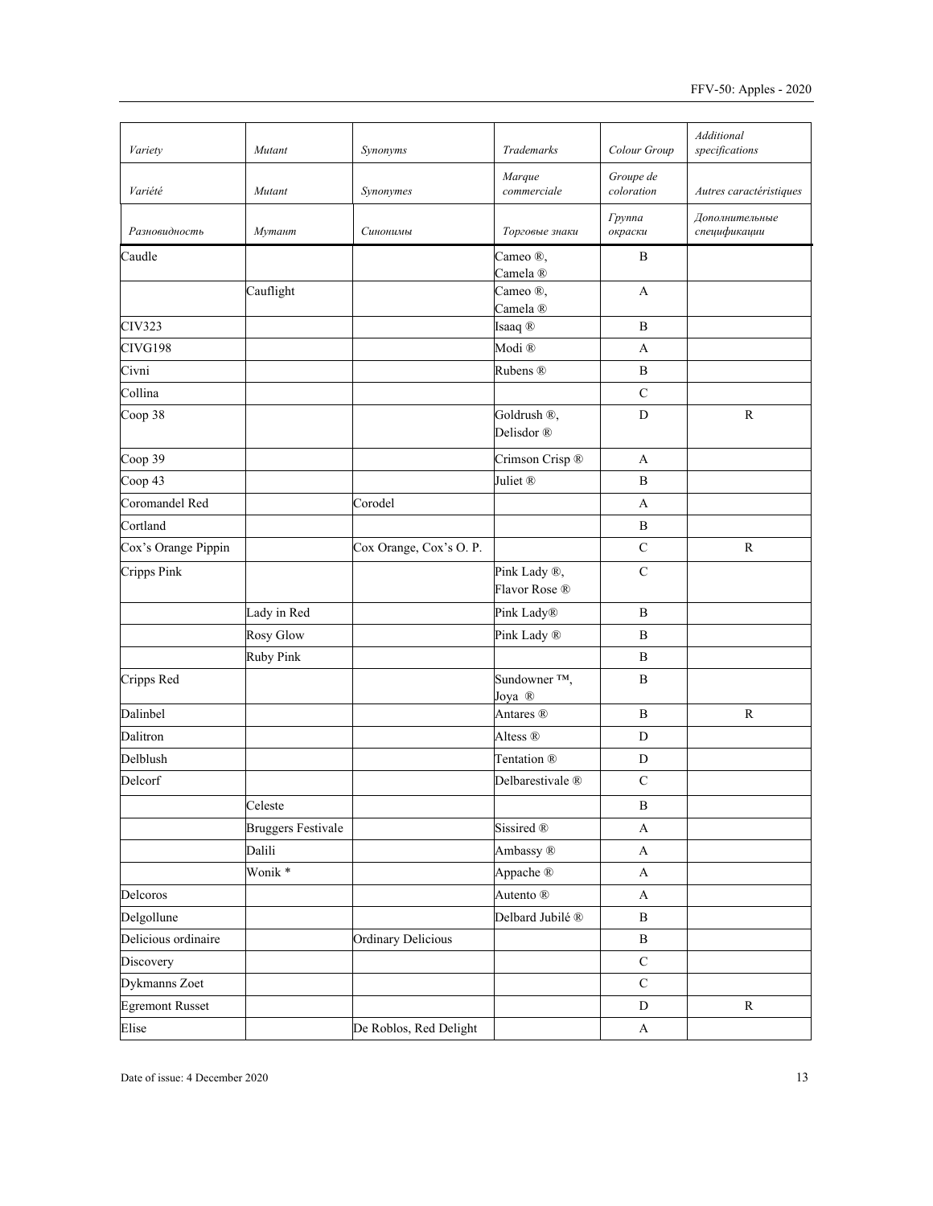| *Variety* | *Mutant* | *Synonyms* | *Trademarks* | *Colour Group* | *Additional specifications* |
|---|---|---|---|---|---|
| *Variété* | *Mutant* | *Synonymes* | *Marque commerciale* | *Groupe de coloration* | *Autres caractéristiques* |
| *Разновидность* | *Мутант* | *Синонимы* | *Торговые знаки* | *Группа окраски* | *Дополнительные спецификации* |
| Caudle | | | Cameo ®, Camela ® | B | |
| | Cauflight | | Cameo ®, Camela ® | A | |
| CIV323 | | | Isaaq ® | B | |
| CIVG198 | | | Modi ® | A | |
| Civni | | | Rubens ® | B | |
| Collina | | | | C | |
| Coop 38 | | | Goldrush ®, Delisdor ® | D | R |
| Coop 39 | | | Crimson Crisp ® | A | |
| Coop 43 | | | Juliet ® | B | |
| Coromandel Red | | Corodel | | A | |
| Cortland | | | | B | |
| Cox's Orange Pippin | | Cox Orange, Cox's O. P. | | C | R |
| Cripps Pink | | | Pink Lady ®, Flavor Rose ® | C | |
| | Lady in Red | | Pink Lady® | B | |
| | Rosy Glow | | Pink Lady ® | B | |
| | Ruby Pink | | | B | |
| Cripps Red | | | Sundowner ™, Joya ® | B | |
| Dalinbel | | | Antares ® | B | R |
| Dalitron | | | Altess ® | D | |
| Delblush | | | Tentation ® | D | |
| Delcorf | | | Delbarestivale ® | C | |
| | Celeste | | | B | |
| | Bruggers Festivale | | Sissired ® | A | |
| | Dalili | | Ambassy ® | A | |
| | Wonik * | | Appache ® | A | |
| Delcoros | | | Autento ® | A | |
| Delgollune | | | Delbard Jubilé ® | B | |
| Delicious ordinaire | | Ordinary Delicious | | B | |
| Discovery | | | | C | |
| Dykmanns Zoet | | | | C | |
| Egremont Russet | | | | D | R |
| Elise | | De Roblos, Red Delight | | A | |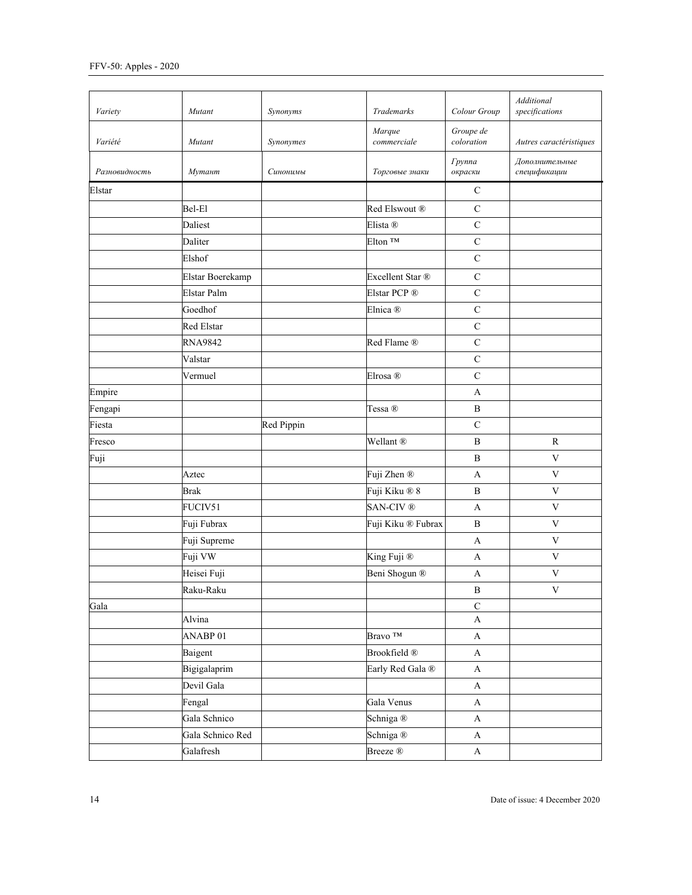| *Variety* | *Mutant* | *Synonyms* | *Trademarks* | *Colour Group* | *Additional specifications* |
|---|---|---|---|---|---|
| *Variété* | *Mutant* | *Synonymes* | *Marque commerciale* | *Groupe de coloration* | *Autres caractéristiques* |
| *Разновидность* | *Мутант* | *Синонимы* | *Торговые знаки* | *Группа окраски* | *Дополнительные спецификации* |
| Elstar | | | | C | |
| | Bel-El | | Red Elswout ® | C | |
| | Daliest | | Elista ® | C | |
| | Daliter | | Elton ™ | C | |
| | Elshof | | | C | |
| | Elstar Boerekamp | | Excellent Star ® | C | |
| | Elstar Palm | | Elstar PCP ® | C | |
| | Goedhof | | Elnica ® | C | |
| | Red Elstar | | | C | |
| | RNA9842 | | Red Flame ® | C | |
| | Valstar | | | C | |
| | Vermuel | | Elrosa ® | C | |
| Empire | | | | A | |
| Fengapi | | | Tessa ® | B | |
| Fiesta | | Red Pippin | | C | |
| Fresco | | | Wellant ® | B | R |
| Fuji | | | | B | V |
| | Aztec | | Fuji Zhen ® | A | V |
| | Brak | | Fuji Kiku ® 8 | B | V |
| | FUCIV51 | | SAN-CIV ® | A | V |
| | Fuji Fubrax | | Fuji Kiku ® Fubrax | B | V |
| | Fuji Supreme | | | A | V |
| | Fuji VW | | King Fuji ® | A | V |
| | Heisei Fuji | | Beni Shogun ® | A | V |
| | Raku-Raku | | | B | V |
| Gala | | | | C | |
| | Alvina | | | A | |
| | ANABP 01 | | Bravo ™ | A | |
| | Baigent | | Brookfield ® | A | |
| | Bigigalaprim | | Early Red Gala ® | A | |
| | Devil Gala | | | A | |
| | Fengal | | Gala Venus | A | |
| | Gala Schnico | | Schniga ® | A | |
| | Gala Schnico Red | | Schniga ® | A | |
| | Galafresh | | Breeze ® | A | |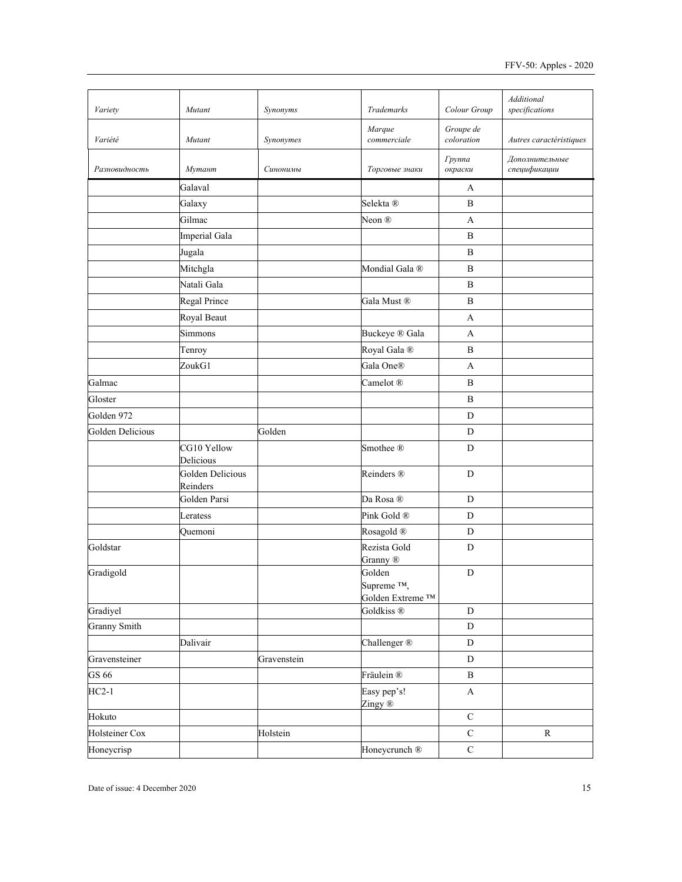| *Variety* | *Mutant* | *Synonyms* | *Trademarks* | *Colour Group* | *Additional specifications* |
|---|---|---|---|---|---|
| *Variété* | *Mutant* | *Synonymes* | *Marque commerciale* | *Groupe de coloration* | *Autres caractéristiques* |
| *Разновидность* | *Мутант* | *Синонимы* | *Торговые знаки* | *Группа окраски* | *Дополнительные спецификации* |
| | Galaval | | | A | |
| | Galaxy | | Selekta ® | B | |
| | Gilmac | | Neon ® | A | |
| | Imperial Gala | | | B | |
| | Jugala | | | B | |
| | Mitchgla | | Mondial Gala ® | B | |
| | Natali Gala | | | B | |
| | Regal Prince | | Gala Must ® | B | |
| | Royal Beaut | | | A | |
| | Simmons | | Buckeye ® Gala | A | |
| | Tenroy | | Royal Gala ® | B | |
| | ZoukG1 | | Gala One® | A | |
| Galmac | | | Camelot ® | B | |
| Gloster | | | | B | |
| Golden 972 | | | | D | |
| Golden Delicious | | Golden | | D | |
| | CG10 Yellow Delicious | | Smothee ® | D | |
| | Golden Delicious Reinders | | Reinders ® | D | |
| | Golden Parsi | | Da Rosa ® | D | |
| | Leratess | | Pink Gold ® | D | |
| | Quemoni | | Rosagold ® | D | |
| Goldstar | | | Rezista Gold Granny ® | D | |
| Gradigold | | | Golden Supreme ™, Golden Extreme ™ | D | |
| Gradiyel | | | Goldkiss ® | D | |
| Granny Smith | | | | D | |
| | Dalivair | | Challenger ® | D | |
| Gravensteiner | | Gravenstein | | D | |
| GS 66 | | | Fräulein ® | B | |
| HC2-1 | | | Easy pep's! Zingy ® | A | |
| Hokuto | | | | C | |
| Holsteiner Cox | | Holstein | | C | R |
| Honeycrisp | | | Honeycrunch ® | C | |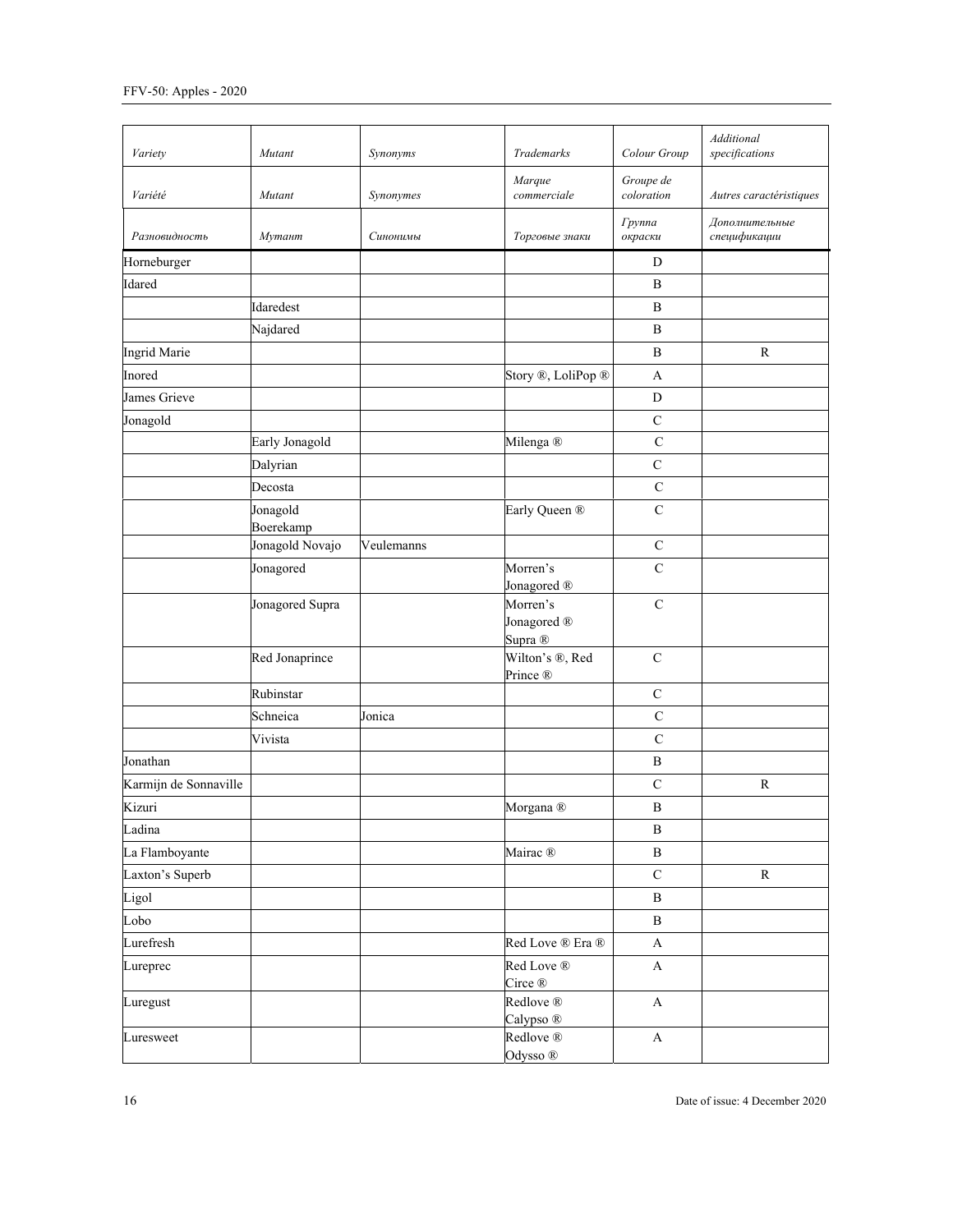| *Variety* | *Mutant* | *Synonyms* | *Trademarks* | *Colour Group* | *Additional specifications* |
|---|---|---|---|---|---|
| *Variété* | *Mutant* | *Synonymes* | *Marque commerciale* | *Groupe de coloration* | *Autres caractéristiques* |
| *Разновидность* | *Мутант* | *Синонимы* | *Торговые знаки* | *Группа окраски* | *Дополнительные спецификации* |
| Horneburger | | | | D | |
| Idared | | | | B | |
| | Idaredest | | | B | |
| | Najdared | | | B | |
| Ingrid Marie | | | | B | R |
| Inored | | | Story ®, LoliPop ® | A | |
| James Grieve | | | | D | |
| Jonagold | | | | C | |
| | Early Jonagold | | Milenga ® | C | |
| | Dalyrian | | | C | |
| | Decosta | | | C | |
| | Jonagold Boerekamp | | Early Queen ® | C | |
| | Jonagold Novajo | Veulemanns | | C | |
| | Jonagored | | Morren's Jonagored ® | C | |
| | Jonagored Supra | | Morren's Jonagored ® Supra ® | C | |
| | Red Jonaprince | | Wilton's ®, Red Prince ® | C | |
| | Rubinstar | | | C | |
| | Schneica | Jonica | | C | |
| | Vivista | | | C | |
| Jonathan | | | | B | |
| Karmijn de Sonnaville | | | | C | R |
| Kizuri | | | Morgana ® | B | |
| Ladina | | | | B | |
| La Flamboyante | | | Mairac ® | B | |
| Laxton's Superb | | | | C | R |
| Ligol | | | | B | |
| Lobo | | | | B | |
| Lurefresh | | | Red Love ® Era ® | A | |
| Lureprec | | | Red Love ® Circe ® | A | |
| Luregust | | | Redlove ® Calypso ® | A | |
| Luresweet | | | Redlove ® Odysso ® | A | |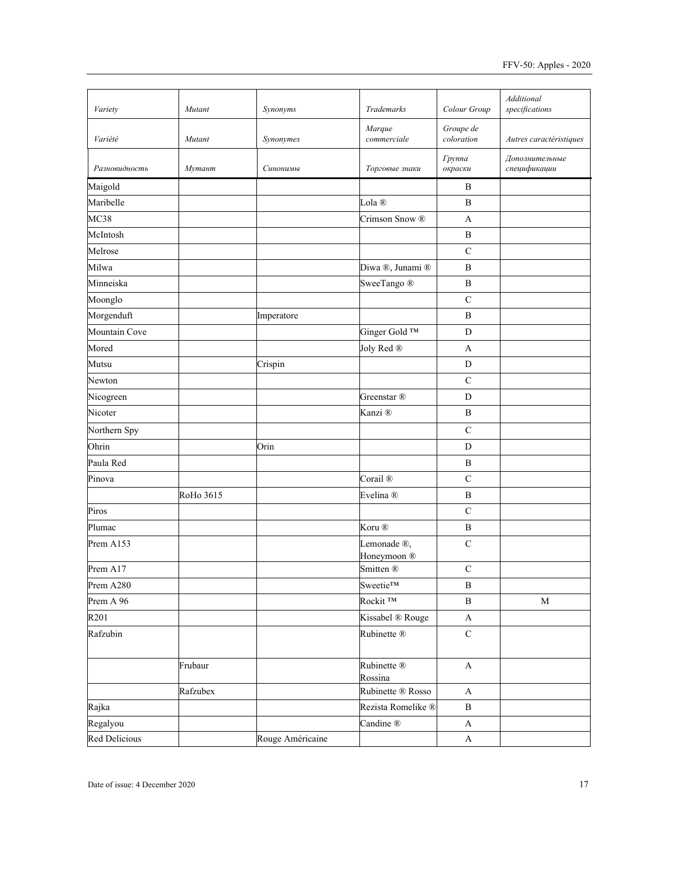| *Variety* | *Mutant* | *Synonyms* | *Trademarks* | *Colour Group* | *Additional specifications* |
|---|---|---|---|---|---|
| *Variété* | *Mutant* | *Synonymes* | *Marque commerciale* | *Groupe de coloration* | *Autres caractéristiques* |
| *Разновидность* | *Мутант* | *Синонимы* | *Торговые знаки* | *Группа окраски* | *Дополнительные спецификации* |
| Maigold | | | | B | |
| Maribelle | | | Lola ® | B | |
| MC38 | | | Crimson Snow ® | A | |
| McIntosh | | | | B | |
| Melrose | | | | C | |
| Milwa | | | Diwa ®, Junami ® | B | |
| Minneiska | | | SweeTango ® | B | |
| Moonglo | | | | C | |
| Morgenduft | | Imperatore | | B | |
| Mountain Cove | | | Ginger Gold ™ | D | |
| Mored | | | Joly Red ® | A | |
| Mutsu | | Crispin | | D | |
| Newton | | | | C | |
| Nicogreen | | | Greenstar ® | D | |
| Nicoter | | | Kanzi ® | B | |
| Northern Spy | | | | C | |
| Ohrin | | Orin | | D | |
| Paula Red | | | | B | |
| Pinova | | | Corail ® | C | |
| | RoHo 3615 | | Evelina ® | B | |
| Piros | | | | C | |
| Plumac | | | Koru ® | B | |
| Prem A153 | | | Lemonade ®, Honeymoon ® | C | |
| Prem A17 | | | Smitten ® | C | |
| Prem A280 | | | Sweetie™ | B | |
| Prem A 96 | | | Rockit ™ | B | M |
| R201 | | | Kissabel ® Rouge | A | |
| Rafzubin | | | Rubinette ® | C | |
| | Frubaur | | Rubinette ® Rossina | A | |
| | Rafzubex | | Rubinette ® Rosso | A | |
| Rajka | | | Rezista Romelike ® | B | |
| Regalyou | | | Candine ® | A | |
| Red Delicious | | Rouge Américaine | | A | |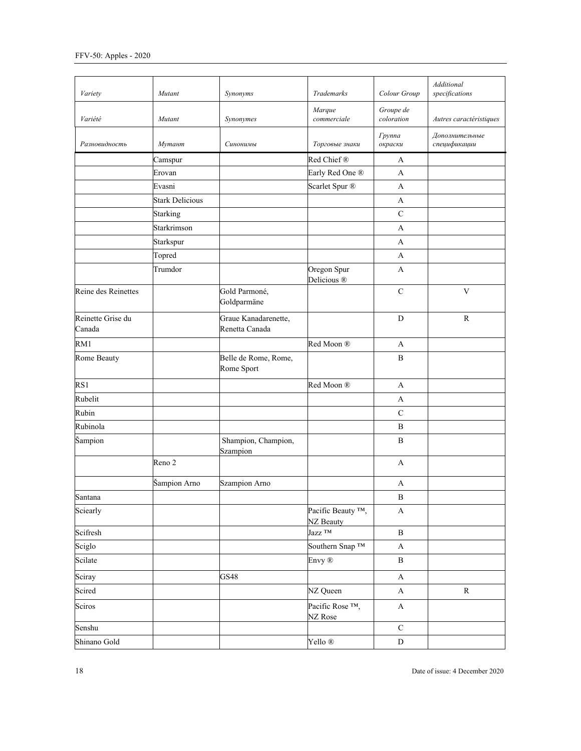| *Variety* | *Mutant* | *Synonyms* | *Trademarks* | *Colour Group* | *Additional specifications* |
|---|---|---|---|---|---|
| *Variété* | *Mutant* | *Synonymes* | *Marque commerciale* | *Groupe de coloration* | *Autres caractéristiques* |
| *Разновидность* | *Мутант* | *Синонимы* | *Торговые знаки* | *Группа окраски* | *Дополнительные спецификации* |
| | Camspur | | Red Chief ® | A | |
| | Erovan | | Early Red One ® | A | |
| | Evasni | | Scarlet Spur ® | A | |
| | Stark Delicious | | | A | |
| | Starking | | | C | |
| | Starkrimson | | | A | |
| | Starkspur | | | A | |
| | Topred | | | A | |
| | Trumdor | | Oregon Spur Delicious ® | A | |
| Reine des Reinettes | | Gold Parmoné, Goldparmäne | | C | V |
| Reinette Grise du Canada | | Graue Kanadarenette, Renetta Canada | | D | R |
| RM1 | | | Red Moon ® | A | |
| Rome Beauty | | Belle de Rome, Rome, Rome Sport | | B | |
| RS1 | | | Red Moon ® | A | |
| Rubelit | | | | A | |
| Rubin | | | | C | |
| Rubinola | | | | B | |
| Šampion | | Shampion, Champion, Szampion | | B | |
| | Reno 2 | | | A | |
| | Šampion Arno | Szampion Arno | | A | |
| Santana | | | | B | |
| Sciearly | | | Pacific Beauty ™, NZ Beauty | A | |
| Scifresh | | | Jazz ™ | B | |
| Sciglo | | | Southern Snap ™ | A | |
| Scilate | | | Envy ® | B | |
| Sciray | | GS48 | | A | |
| Scired | | | NZ Queen | A | R |
| Sciros | | | Pacific Rose ™, NZ Rose | A | |
| Senshu | | | | C | |
| Shinano Gold | | | Yello ® | D | |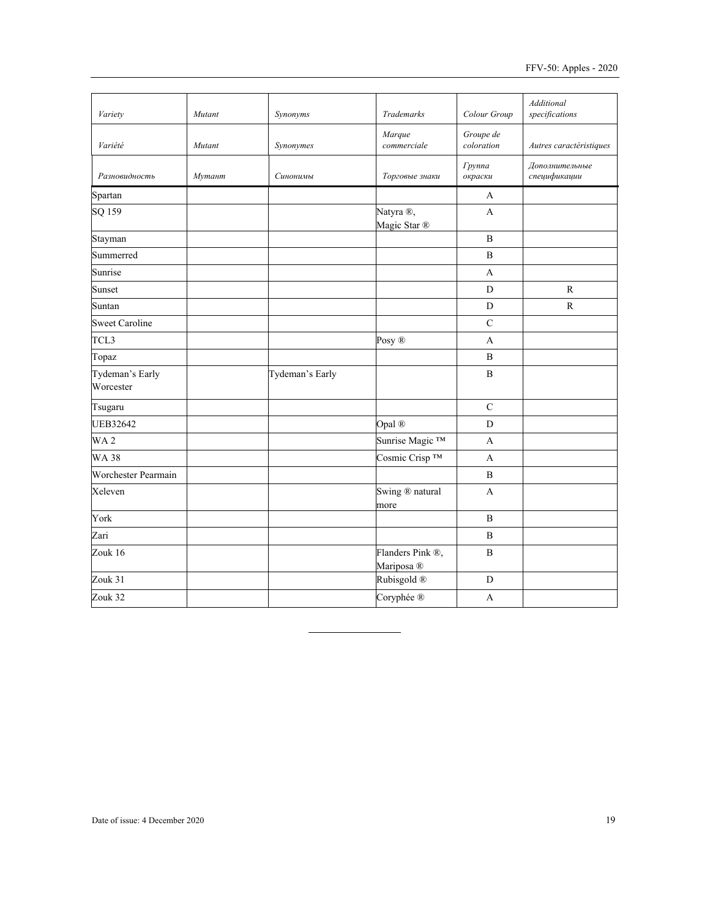| *Variety* | *Mutant* | *Synonyms* | *Trademarks* | *Colour Group* | *Additional specifications* |
|---|---|---|---|---|---|
| *Variété* | *Mutant* | *Synonymes* | *Marque commerciale* | *Groupe de coloration* | *Autres caractéristiques* |
| *Разновидность* | *Мутант* | *Синонимы* | *Торговые знаки* | *Группа окраски* | *Дополнительные спецификации* |
| Spartan | | | | A | |
| SQ 159 | | | Natyra ®, Magic Star ® | A | |
| Stayman | | | | B | |
| Summerred | | | | B | |
| Sunrise | | | | A | |
| Sunset | | | | D | R |
| Suntan | | | | D | R |
| Sweet Caroline | | | | C | |
| TCL3 | | | Posy ® | A | |
| Topaz | | | | B | |
| Tydeman's Early Worcester | | Tydeman's Early | | B | |
| Tsugaru | | | | C | |
| UEB32642 | | | Opal ® | D | |
| WA 2 | | | Sunrise Magic ™ | A | |
| WA 38 | | | Cosmic Crisp ™ | A | |
| Worchester Pearmain | | | | B | |
| Xeleven | | | Swing ® natural more | A | |
| York | | | | B | |
| Zari | | | | B | |
| Zouk 16 | | | Flanders Pink ®, Mariposa ® | B | |
| Zouk 31 | | | Rubisgold ® | D | |
| Zouk 32 | | | Coryphée ® | A | |